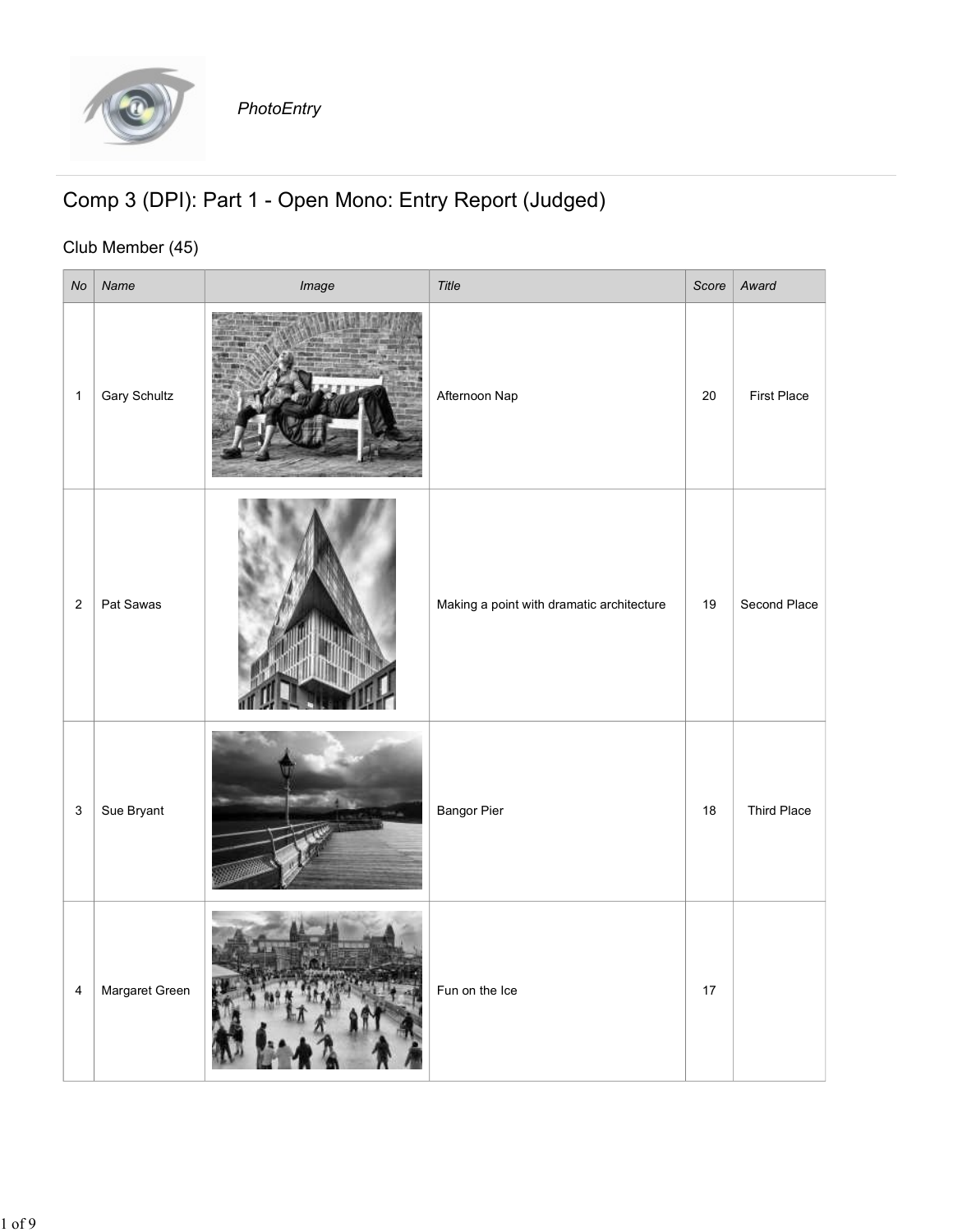PhotoEntry

# Comp 3 (DPI): Part 1 - Open Mono: Entry Report (Judged)

## Club Member (45)

| No | Name | Image | Title | Score | Award |
|---|---|---|---|---|---|
| 1 | Gary Schultz | | Afternoon Nap | 20 | First Place |
| 2 | Pat Sawas | | Making a point with dramatic architecture | 19 | Second Place |
| 3 | Sue Bryant | | Bangor Pier | 18 | Third Place |
| 4 | Margaret Green | | Fun on the Ice | 17 | |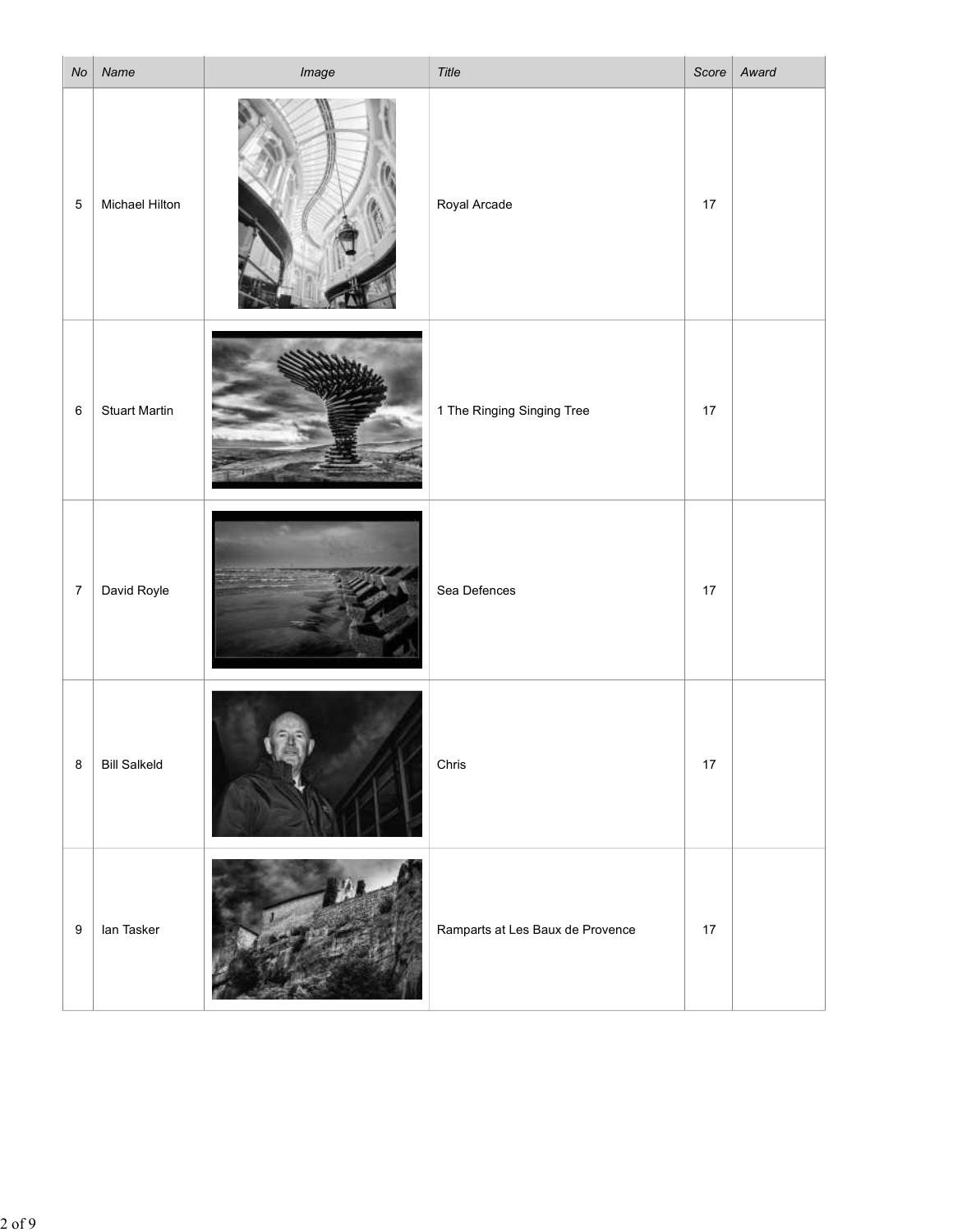| No | Name | Image | Title | Score | Award |
|---|---|---|---|---|---|
| 5 | Michael Hilton | | Royal Arcade | 17 | |
| 6 | Stuart Martin | | 1 The Ringing Singing Tree | 17 | |
| 7 | David Royle | | Sea Defences | 17 | |
| 8 | Bill Salkeld | | Chris | 17 | |
| 9 | Ian Tasker | | Ramparts at Les Baux de Provence | 17 | |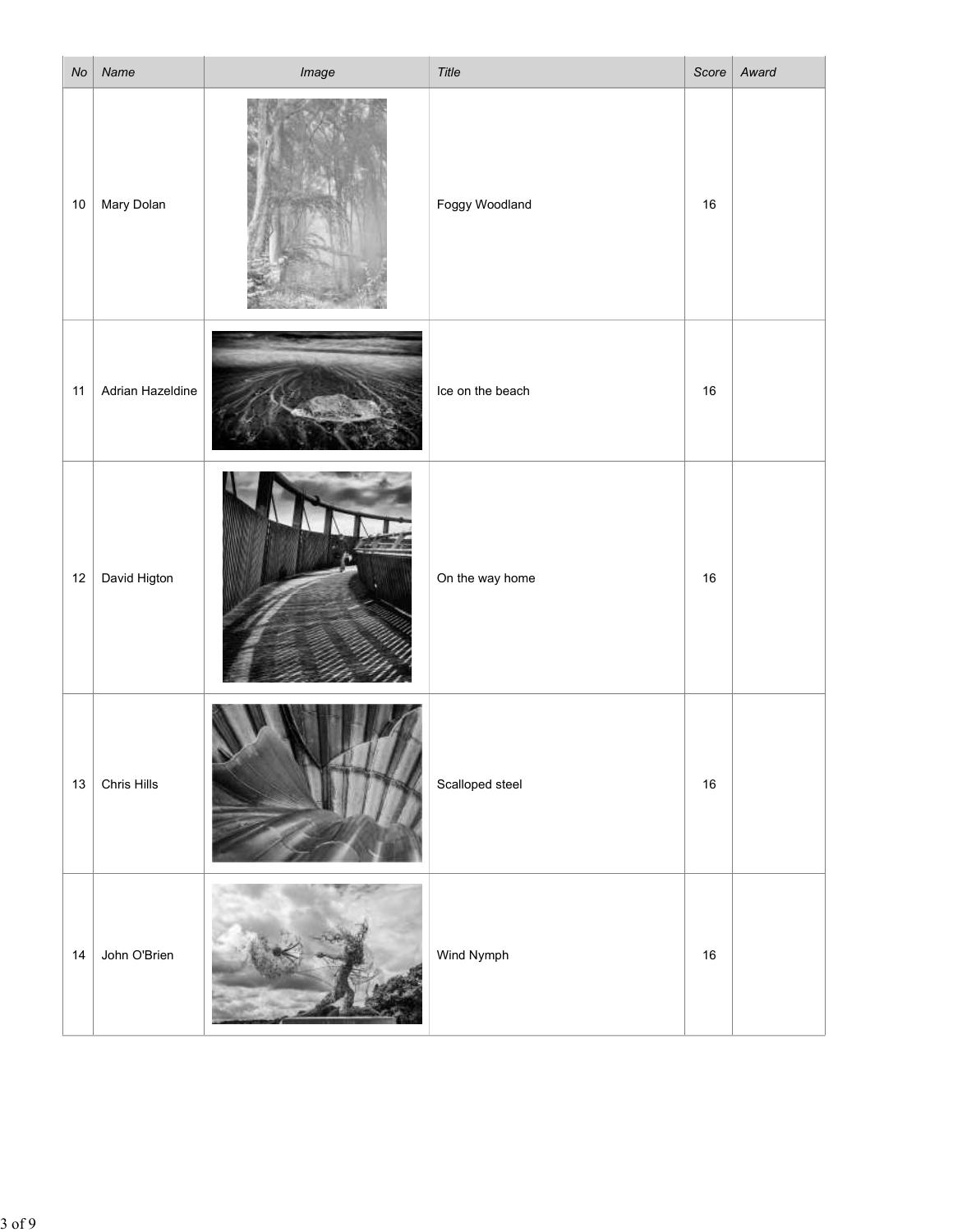| No | Name | Image | Title | Score | Award |
|---|---|---|---|---|---|
| 10 | Mary Dolan | | Foggy Woodland | 16 | |
| 11 | Adrian Hazeldine | | Ice on the beach | 16 | |
| 12 | David Higton | | On the way home | 16 | |
| 13 | Chris Hills | | Scalloped steel | 16 | |
| 14 | John O'Brien | | Wind Nymph | 16 | |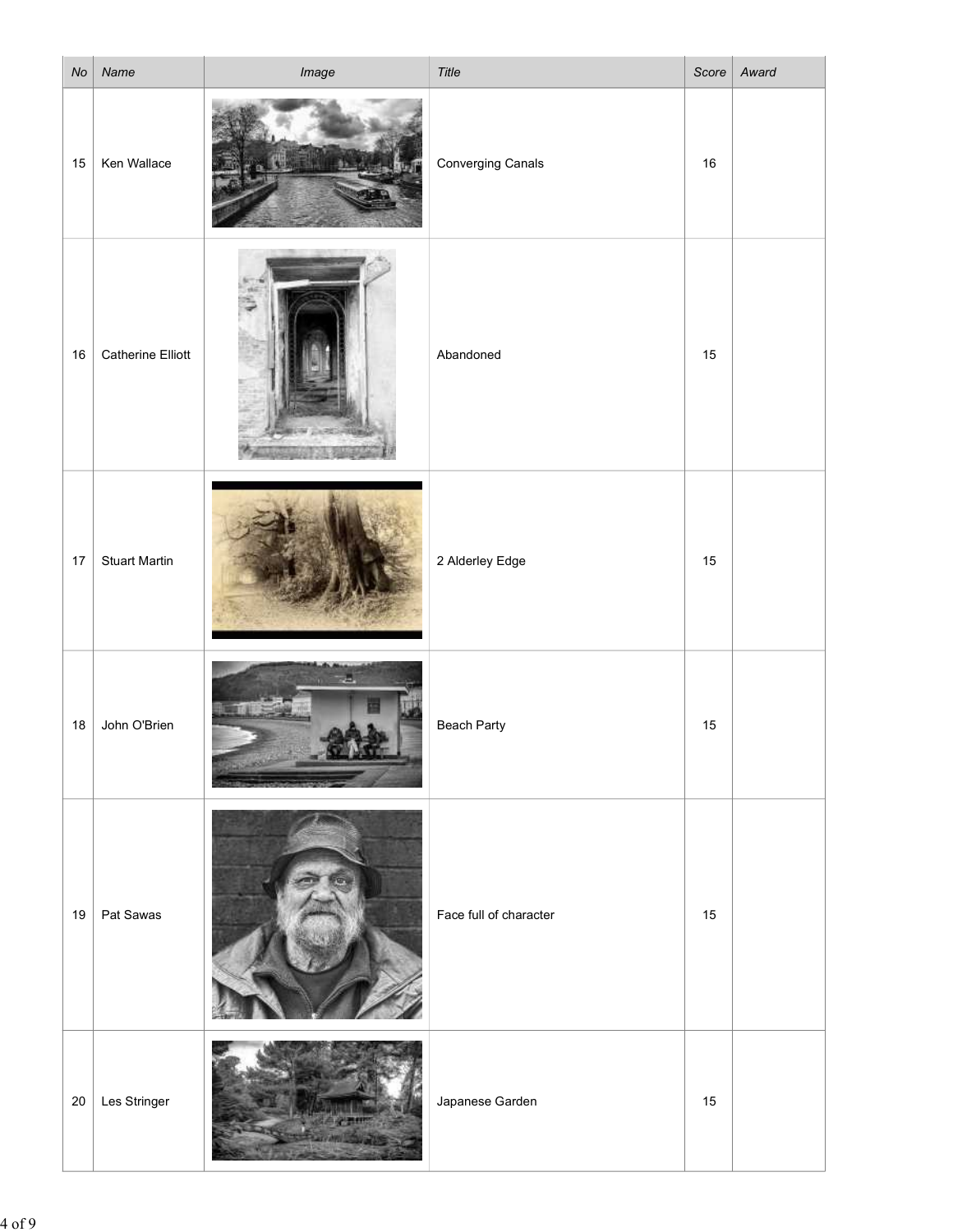| No | Name | Image | Title | Score | Award |
| --- | --- | --- | --- | --- | --- |
| 15 | Ken Wallace | | Converging Canals | 16 | |
| 16 | Catherine Elliott | | Abandoned | 15 | |
| 17 | Stuart Martin | | 2 Alderley Edge | 15 | |
| 18 | John O'Brien | | Beach Party | 15 | |
| 19 | Pat Sawas | | Face full of character | 15 | |
| 20 | Les Stringer | | Japanese Garden | 15 | |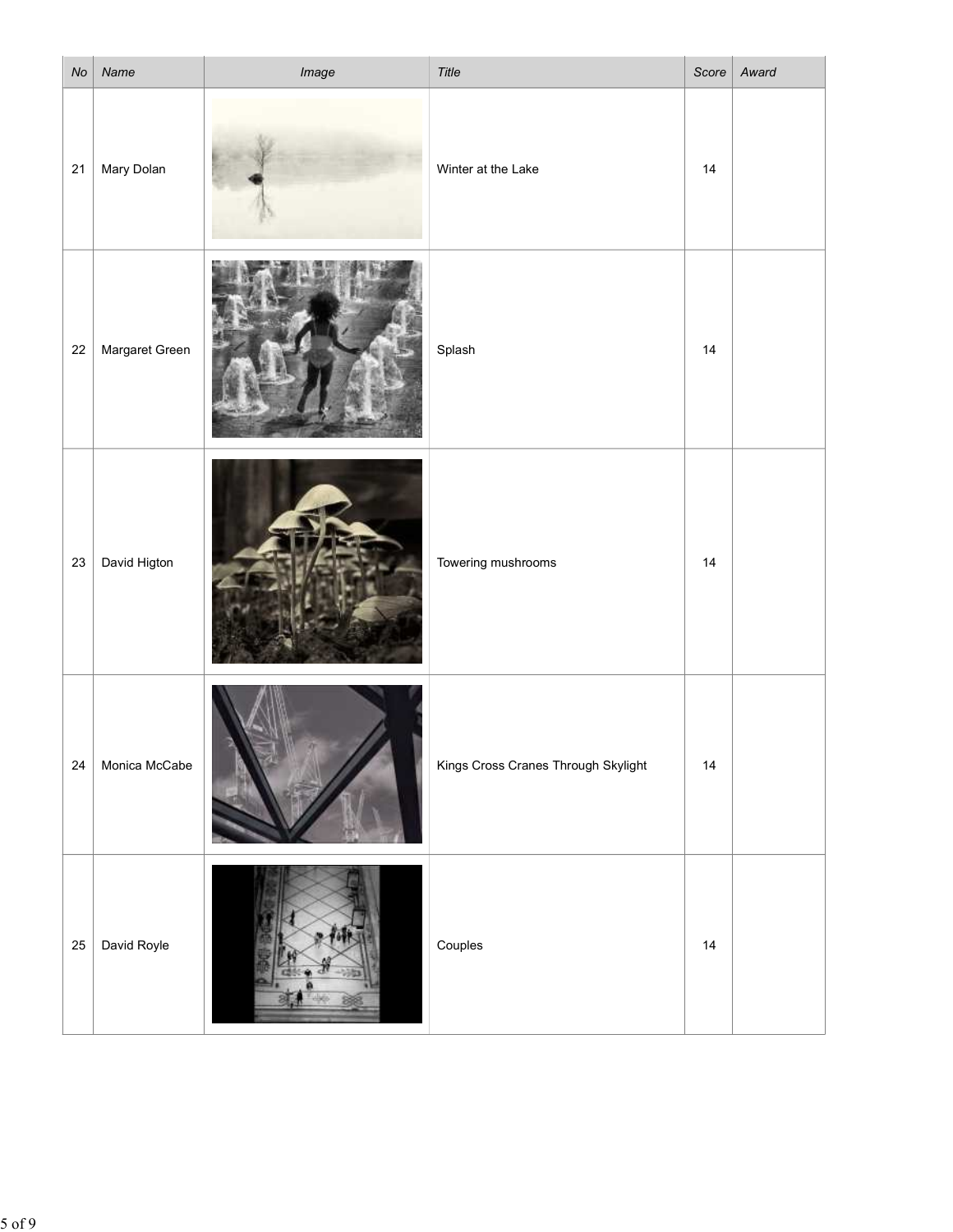| No | Name | Image | Title | Score | Award |
|---|---|---|---|---|---|
| 21 | Mary Dolan | | Winter at the Lake | 14 | |
| 22 | Margaret Green | | Splash | 14 | |
| 23 | David Higton | | Towering mushrooms | 14 | |
| 24 | Monica McCabe | | Kings Cross Cranes Through Skylight | 14 | |
| 25 | David Royle | | Couples | 14 | |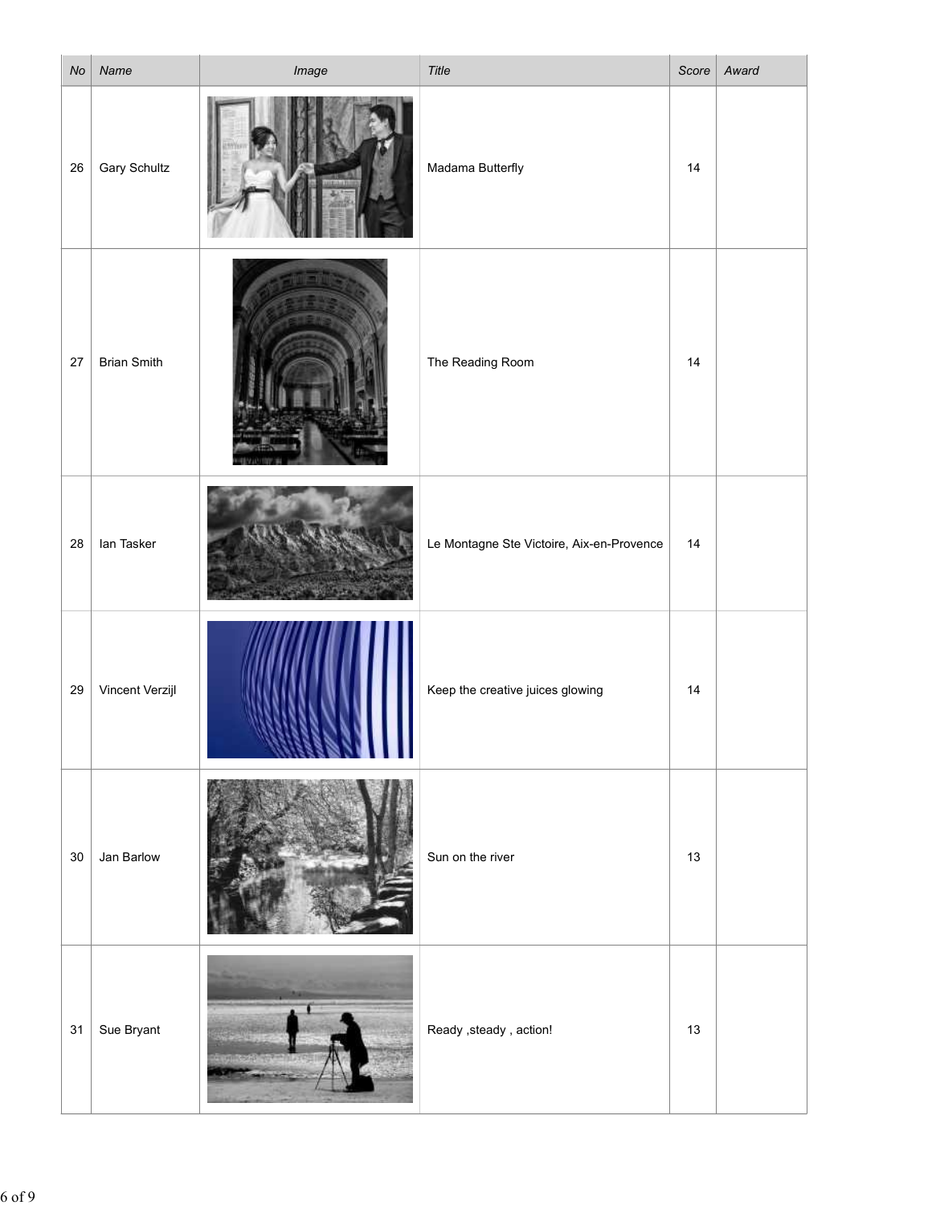| No | Name | Image | Title | Score | Award |
| --- | --- | --- | --- | --- | --- |
| 26 | Gary Schultz | | Madama Butterfly | 14 | |
| 27 | Brian Smith | | The Reading Room | 14 | |
| 28 | Ian Tasker | | Le Montagne Ste Victoire, Aix-en-Provence | 14 | |
| 29 | Vincent Verzijl | | Keep the creative juices glowing | 14 | |
| 30 | Jan Barlow | | Sun on the river | 13 | |
| 31 | Sue Bryant | | Ready ,steady , action! | 13 | |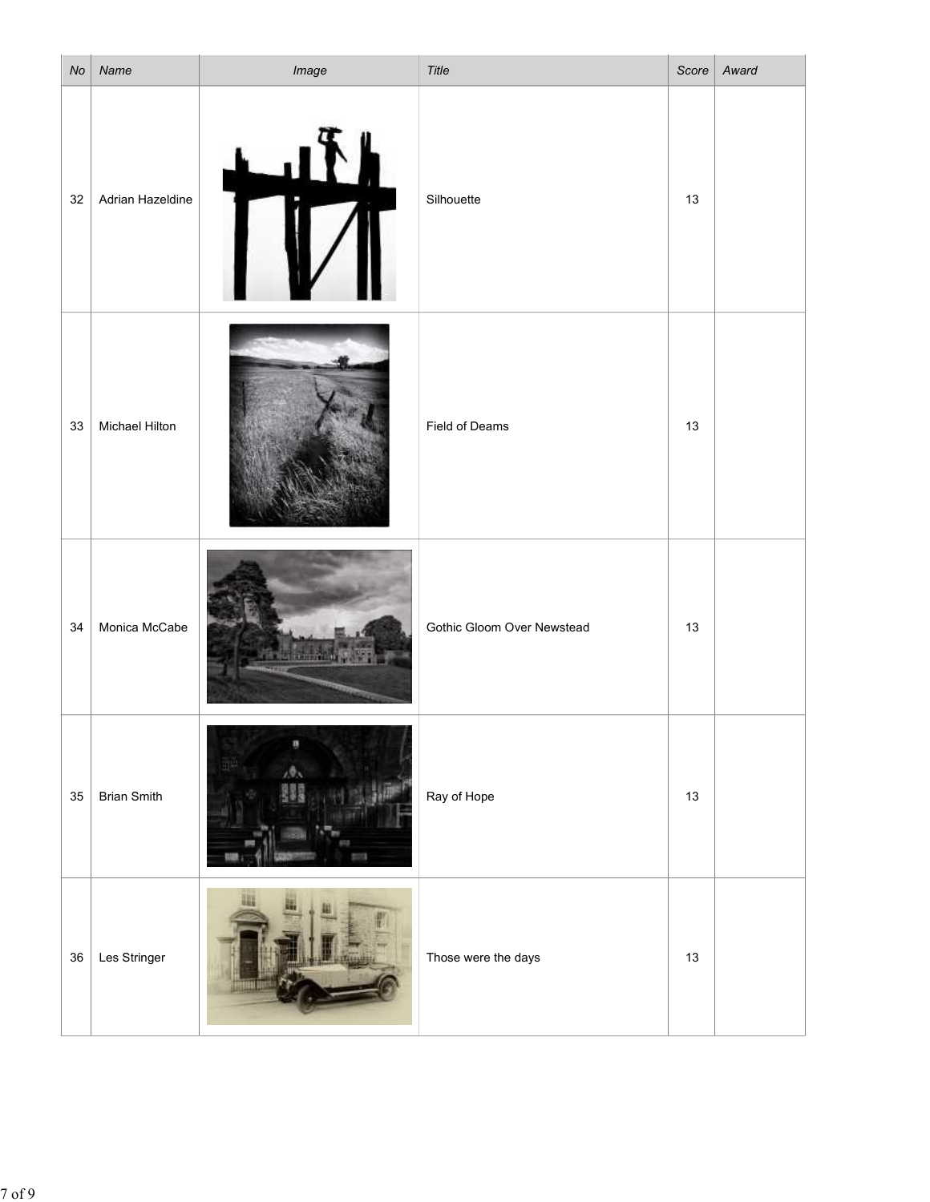| No | Name | Image | Title | Score | Award |
|---|---|---|---|---|---|
| 32 | Adrian Hazeldine | | Silhouette | 13 | |
| 33 | Michael Hilton | | Field of Deams | 13 | |
| 34 | Monica McCabe | | Gothic Gloom Over Newstead | 13 | |
| 35 | Brian Smith | | Ray of Hope | 13 | |
| 36 | Les Stringer | | Those were the days | 13 | |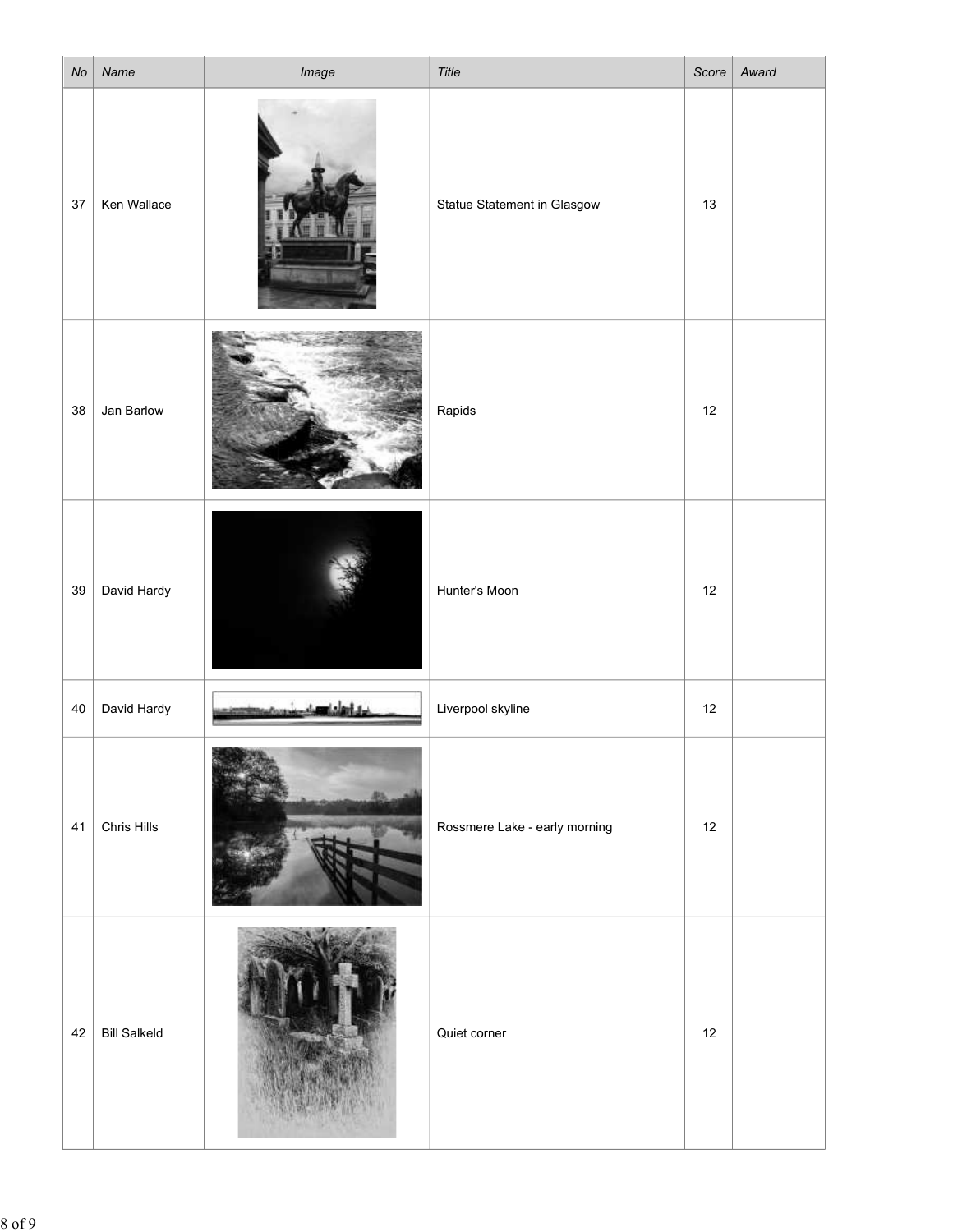| No | Name | Image | Title | Score | Award |
|---|---|---|---|---|---|
| 37 | Ken Wallace | | Statue Statement in Glasgow | 13 | |
| 38 | Jan Barlow | | Rapids | 12 | |
| 39 | David Hardy | | Hunter's Moon | 12 | |
| 40 | David Hardy | | Liverpool skyline | 12 | |
| 41 | Chris Hills | | Rossmere Lake - early morning | 12 | |
| 42 | Bill Salkeld | | Quiet corner | 12 | |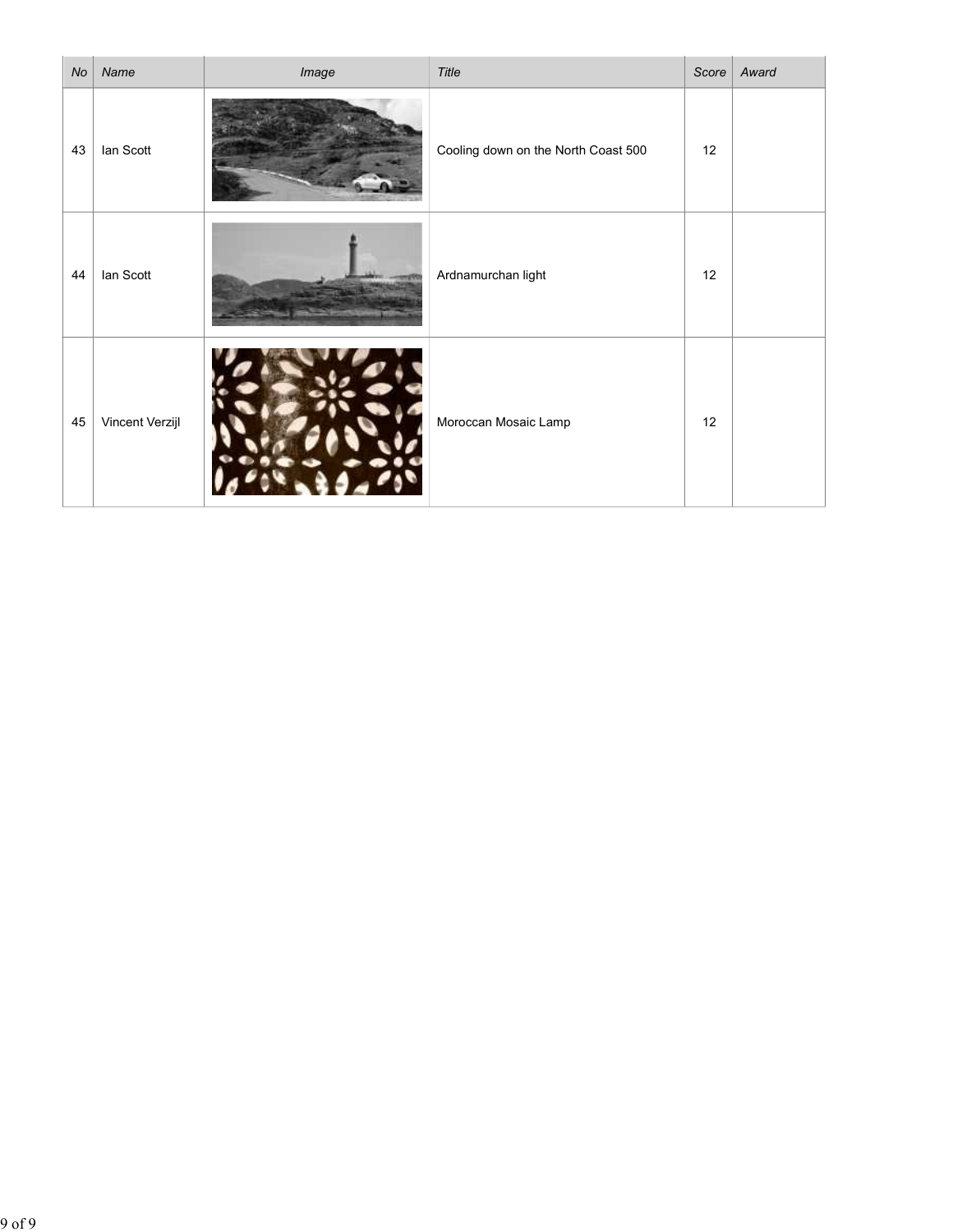| No | Name | Image | Title | Score | Award |
|---|---|---|---|---|---|
| 43 | Ian Scott | | Cooling down on the North Coast 500 | 12 | |
| 44 | Ian Scott | | Ardnamurchan light | 12 | |
| 45 | Vincent Verzijl | | Moroccan Mosaic Lamp | 12 | |